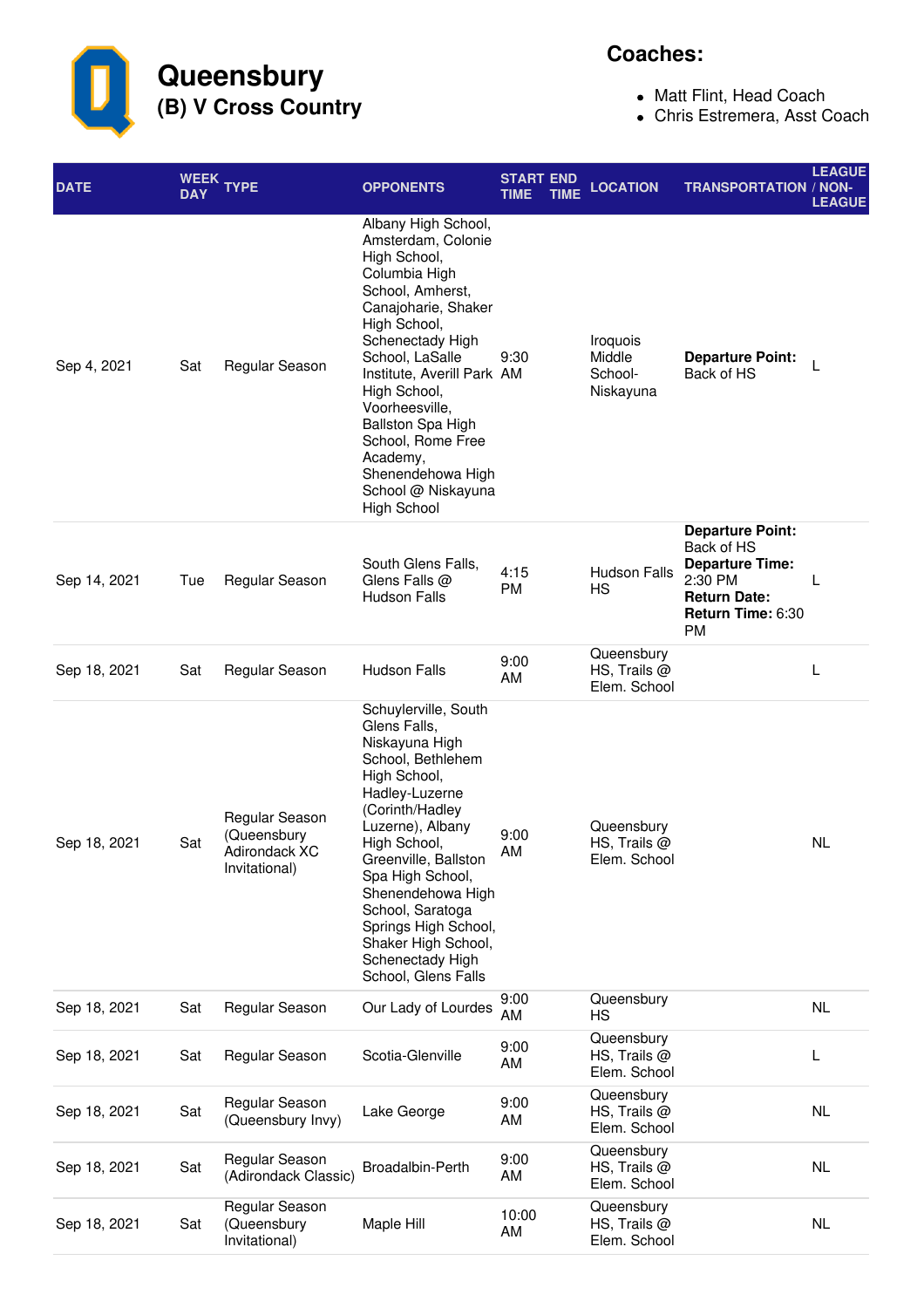# Queensbury

## (B) V Cross Country

**Coaches:**

- Matt Flint, Head Coach
- Chris Estremera, Asst Coach

| DATE | WEEK DAY | TYPE | OPPONENTS | START TIME | END TIME | LOCATION | TRANSPORTATION | LEAGUE / NON-LEAGUE |
|---|---|---|---|---|---|---|---|---|
| Sep 4, 2021 | Sat | Regular Season | Albany High School, Amsterdam, Colonie High School, Columbia High School, Amherst, Canajoharie, Shaker High School, Schenectady High School, LaSalle Institute, Averill Park High School, Voorheesville, Ballston Spa High School, Rome Free Academy, Shenendehowa High School @ Niskayuna High School | 9:30 AM | | Iroquois Middle School- Niskayuna | **Departure Point:** Back of HS | L |
| Sep 14, 2021 | Tue | Regular Season | South Glens Falls, Glens Falls @ Hudson Falls | 4:15 PM | | Hudson Falls HS | **Departure Point:** Back of HS **Departure Time:** 2:30 PM **Return Date:** **Return Time:** 6:30 PM | L |
| Sep 18, 2021 | Sat | Regular Season | Hudson Falls | 9:00 AM | | Queensbury HS, Trails @ Elem. School | | L |
| Sep 18, 2021 | Sat | Regular Season (Queensbury Adirondack XC Invitational) | Schuylerville, South Glens Falls, Niskayuna High School, Bethlehem High School, Hadley-Luzerne (Corinth/Hadley Luzerne), Albany High School, Greenville, Ballston Spa High School, Shenendehowa High School, Saratoga Springs High School, Shaker High School, Schenectady High School, Glens Falls | 9:00 AM | | Queensbury HS, Trails @ Elem. School | | NL |
| Sep 18, 2021 | Sat | Regular Season | Our Lady of Lourdes | 9:00 AM | | Queensbury HS | | NL |
| Sep 18, 2021 | Sat | Regular Season | Scotia-Glenville | 9:00 AM | | Queensbury HS, Trails @ Elem. School | | L |
| Sep 18, 2021 | Sat | Regular Season (Queensbury Invy) | Lake George | 9:00 AM | | Queensbury HS, Trails @ Elem. School | | NL |
| Sep 18, 2021 | Sat | Regular Season (Adirondack Classic) | Broadalbin-Perth | 9:00 AM | | Queensbury HS, Trails @ Elem. School | | NL |
| Sep 18, 2021 | Sat | Regular Season (Queensbury Invitational) | Maple Hill | 10:00 AM | | Queensbury HS, Trails @ Elem. School | | NL |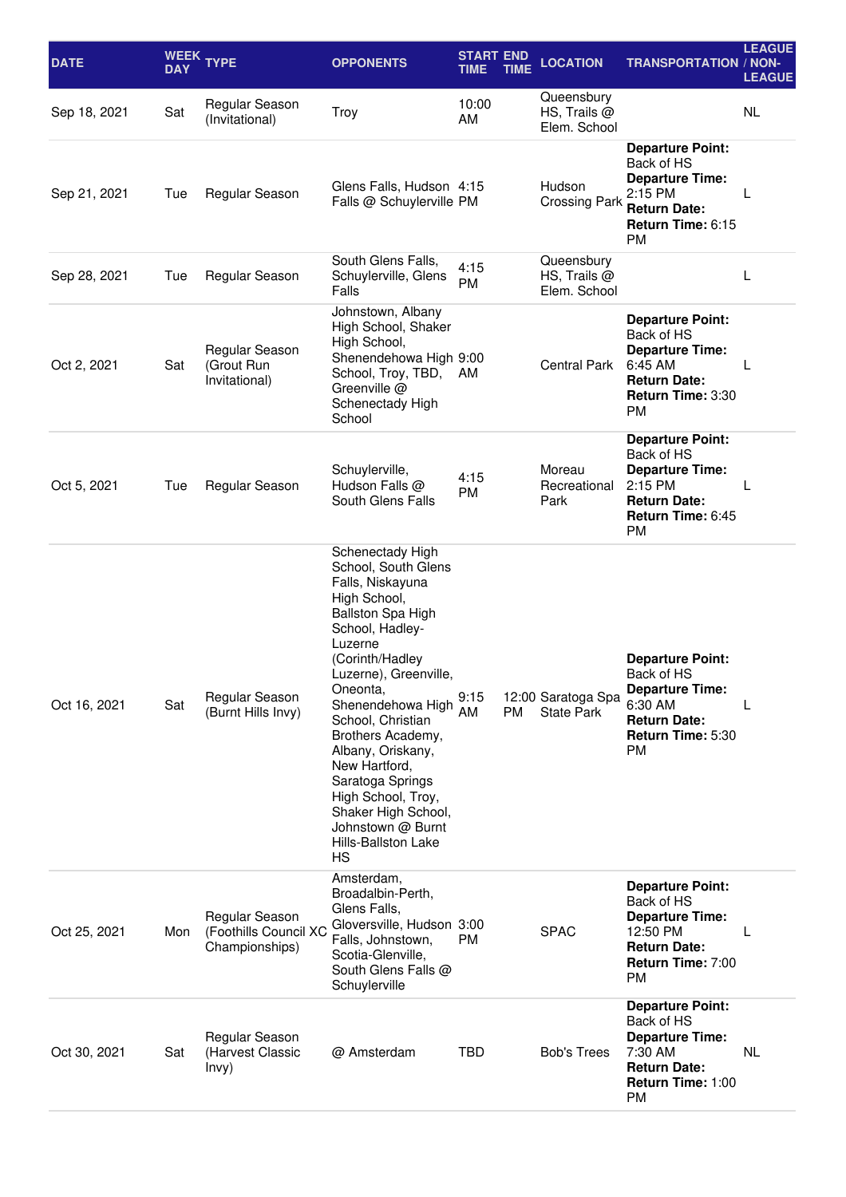| DATE | WEEK DAY | TYPE | OPPONENTS | START TIME | END TIME | LOCATION | TRANSPORTATION | LEAGUE / NON-LEAGUE |
| --- | --- | --- | --- | --- | --- | --- | --- | --- |
| Sep 18, 2021 | Sat | Regular Season (Invitational) | Troy | 10:00 AM | | Queensbury HS, Trails @ Elem. School | | NL |
| Sep 21, 2021 | Tue | Regular Season | Glens Falls, Hudson Falls @ Schuylerville | 4:15 PM | | Hudson Crossing Park | **Departure Point:** Back of HS **Departure Time:** 2:15 PM **Return Date:** **Return Time:** 6:15 PM | L |
| Sep 28, 2021 | Tue | Regular Season | South Glens Falls, Schuylerville, Glens Falls | 4:15 PM | | Queensbury HS, Trails @ Elem. School | | L |
| Oct 2, 2021 | Sat | Regular Season (Grout Run Invitational) | Johnstown, Albany High School, Shaker High School, Shenendehowa High School, Troy, TBD, Greenville @ Schenectady High School | 9:00 AM | | Central Park | **Departure Point:** Back of HS **Departure Time:** 6:45 AM **Return Date:** **Return Time:** 3:30 PM | L |
| Oct 5, 2021 | Tue | Regular Season | Schuylerville, Hudson Falls @ South Glens Falls | 4:15 PM | | Moreau Recreational Park | **Departure Point:** Back of HS **Departure Time:** 2:15 PM **Return Date:** **Return Time:** 6:45 PM | L |
| Oct 16, 2021 | Sat | Regular Season (Burnt Hills Invy) | Schenectady High School, South Glens Falls, Niskayuna High School, Ballston Spa High School, Hadley-Luzerne (Corinth/Hadley Luzerne), Greenville, Oneonta, Shenendehowa High School, Christian Brothers Academy, Albany, Oriskany, New Hartford, Saratoga Springs High School, Troy, Shaker High School, Johnstown @ Burnt Hills-Ballston Lake HS | 9:15 AM | 12:00 PM | Saratoga Spa State Park | **Departure Point:** Back of HS **Departure Time:** 6:30 AM **Return Date:** **Return Time:** 5:30 PM | L |
| Oct 25, 2021 | Mon | Regular Season (Foothills Council XC Championships) | Amsterdam, Broadalbin-Perth, Glens Falls, Gloversville, Hudson Falls, Johnstown, Scotia-Glenville, South Glens Falls @ Schuylerville | 3:00 PM | | SPAC | **Departure Point:** Back of HS **Departure Time:** 12:50 PM **Return Date:** **Return Time:** 7:00 PM | L |
| Oct 30, 2021 | Sat | Regular Season (Harvest Classic Invy) | @ Amsterdam | TBD | | Bob's Trees | **Departure Point:** Back of HS **Departure Time:** 7:30 AM **Return Date:** **Return Time:** 1:00 PM | NL |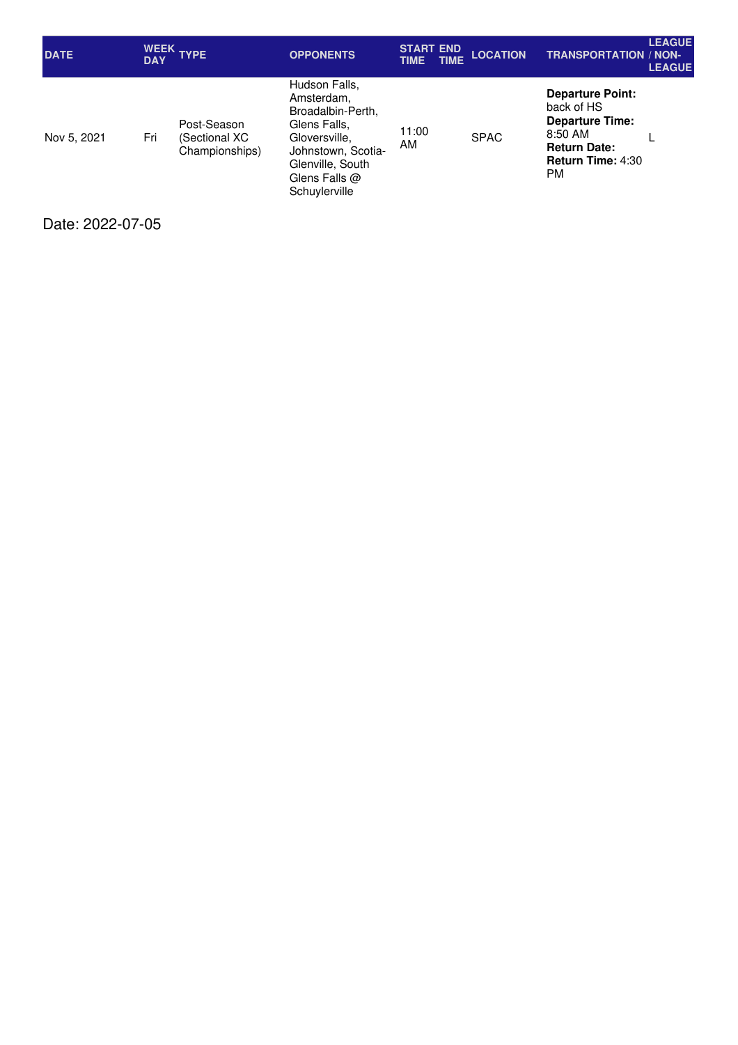| DATE | WEEK DAY | TYPE | OPPONENTS | START TIME | END TIME | LOCATION | TRANSPORTATION | LEAGUE / NON-LEAGUE |
|---|---|---|---|---|---|---|---|---|
| Nov 5, 2021 | Fri | Post-Season (Sectional XC Championships) | Hudson Falls, Amsterdam, Broadalbin-Perth, Glens Falls, Gloversville, Johnstown, Scotia-Glenville, South Glens Falls @ Schuylerville | 11:00 AM | | SPAC | **Departure Point:** back of HS **Departure Time:** 8:50 AM **Return Date:** **Return Time:** 4:30 PM | L |

Date: 2022-07-05